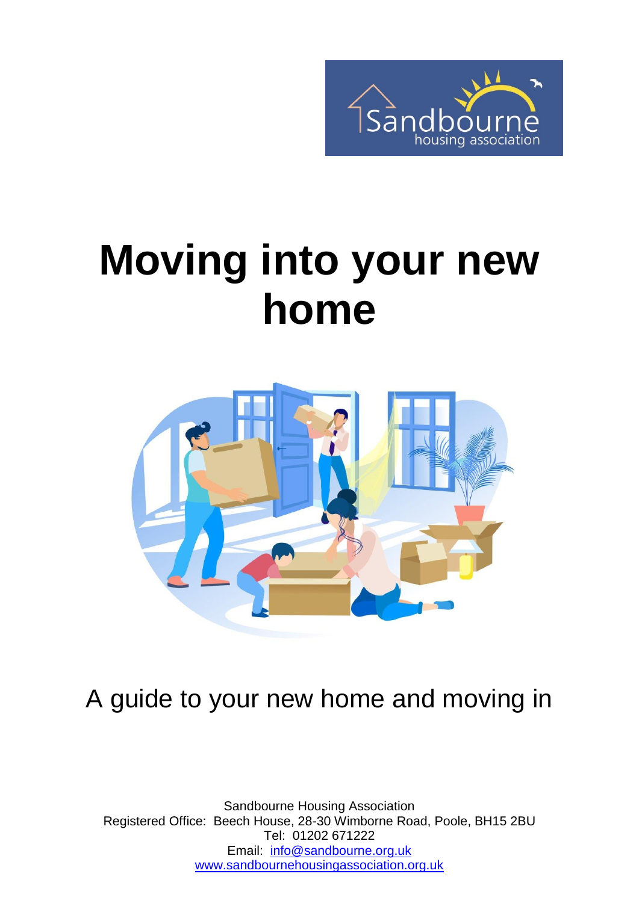# Moving into your new home

A guide to your new home and moving in

Sandbourne Housing Association
Registered Office: Beech House, 28-30 Wimborne Road, Poole, BH15 2BU
Tel: 01202 671222
Email: [info@sandbourne.org.uk](mailto:info@sandbourne.org.uk)
[www.sandbournehousingassociation.org.uk](http://www.sandbournehousingassociation.org.uk)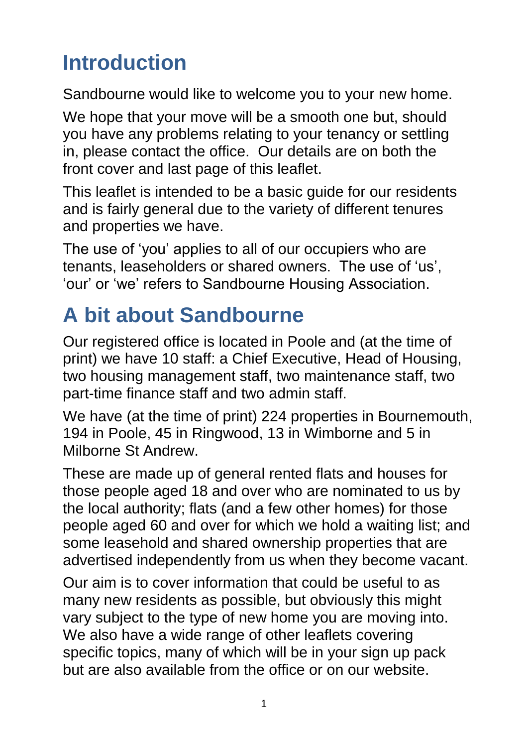# Introduction

Sandbourne would like to welcome you to your new home.

We hope that your move will be a smooth one but, should you have any problems relating to your tenancy or settling in, please contact the office. Our details are on both the front cover and last page of this leaflet.

This leaflet is intended to be a basic guide for our residents and is fairly general due to the variety of different tenures and properties we have.

The use of 'you' applies to all of our occupiers who are tenants, leaseholders or shared owners. The use of 'us', 'our' or 'we' refers to Sandbourne Housing Association.

# A bit about Sandbourne

Our registered office is located in Poole and (at the time of print) we have 10 staff: a Chief Executive, Head of Housing, two housing management staff, two maintenance staff, two part-time finance staff and two admin staff.

We have (at the time of print) 224 properties in Bournemouth, 194 in Poole, 45 in Ringwood, 13 in Wimborne and 5 in Milborne St Andrew.

These are made up of general rented flats and houses for those people aged 18 and over who are nominated to us by the local authority; flats (and a few other homes) for those people aged 60 and over for which we hold a waiting list; and some leasehold and shared ownership properties that are advertised independently from us when they become vacant.

Our aim is to cover information that could be useful to as many new residents as possible, but obviously this might vary subject to the type of new home you are moving into. We also have a wide range of other leaflets covering specific topics, many of which will be in your sign up pack but are also available from the office or on our website.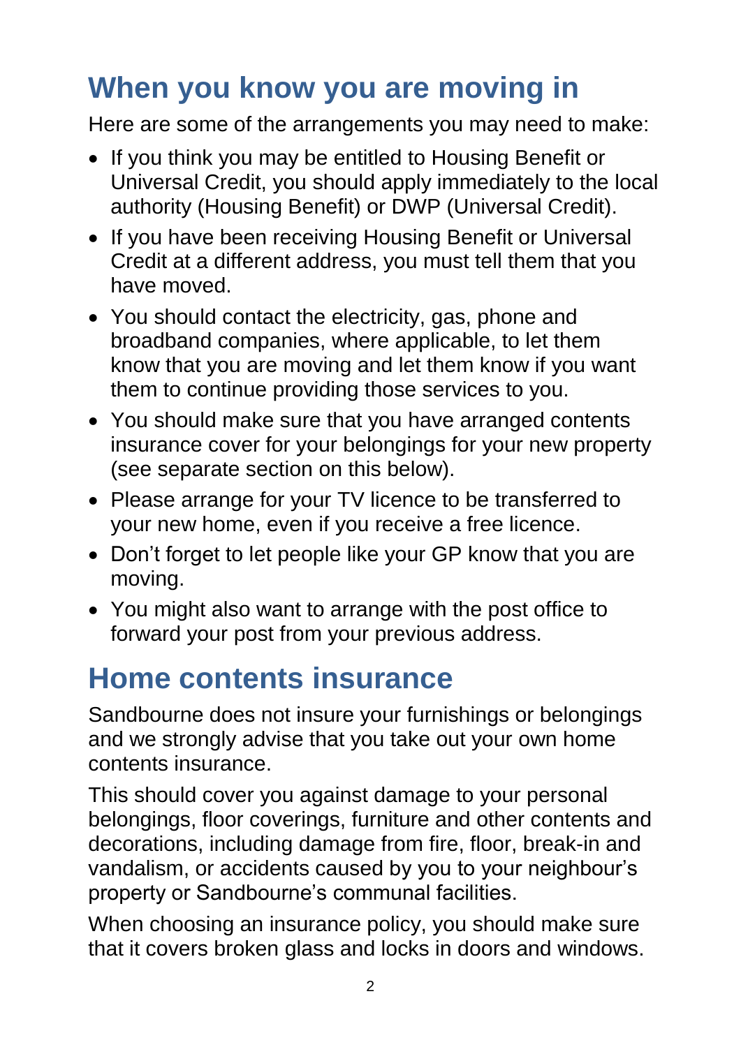# When you know you are moving in

Here are some of the arrangements you may need to make:

- If you think you may be entitled to Housing Benefit or Universal Credit, you should apply immediately to the local authority (Housing Benefit) or DWP (Universal Credit).
- If you have been receiving Housing Benefit or Universal Credit at a different address, you must tell them that you have moved.
- You should contact the electricity, gas, phone and broadband companies, where applicable, to let them know that you are moving and let them know if you want them to continue providing those services to you.
- You should make sure that you have arranged contents insurance cover for your belongings for your new property (see separate section on this below).
- Please arrange for your TV licence to be transferred to your new home, even if you receive a free licence.
- Don't forget to let people like your GP know that you are moving.
- You might also want to arrange with the post office to forward your post from your previous address.

# Home contents insurance

Sandbourne does not insure your furnishings or belongings and we strongly advise that you take out your own home contents insurance.

This should cover you against damage to your personal belongings, floor coverings, furniture and other contents and decorations, including damage from fire, floor, break-in and vandalism, or accidents caused by you to your neighbour's property or Sandbourne's communal facilities.

When choosing an insurance policy, you should make sure that it covers broken glass and locks in doors and windows.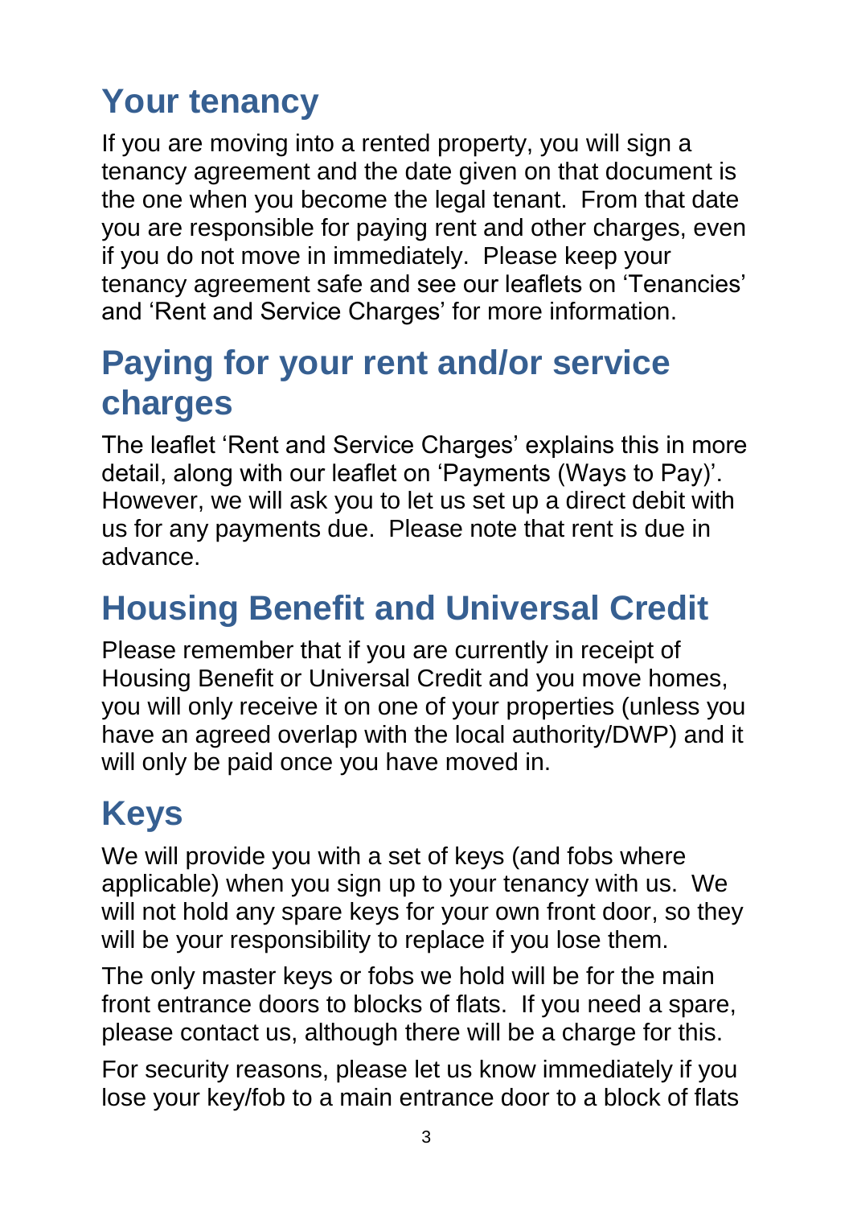## Your tenancy

If you are moving into a rented property, you will sign a tenancy agreement and the date given on that document is the one when you become the legal tenant. From that date you are responsible for paying rent and other charges, even if you do not move in immediately. Please keep your tenancy agreement safe and see our leaflets on 'Tenancies' and 'Rent and Service Charges' for more information.

## Paying for your rent and/or service charges

The leaflet 'Rent and Service Charges' explains this in more detail, along with our leaflet on 'Payments (Ways to Pay)'. However, we will ask you to let us set up a direct debit with us for any payments due. Please note that rent is due in advance.

## Housing Benefit and Universal Credit

Please remember that if you are currently in receipt of Housing Benefit or Universal Credit and you move homes, you will only receive it on one of your properties (unless you have an agreed overlap with the local authority/DWP) and it will only be paid once you have moved in.

## Keys

We will provide you with a set of keys (and fobs where applicable) when you sign up to your tenancy with us. We will not hold any spare keys for your own front door, so they will be your responsibility to replace if you lose them.

The only master keys or fobs we hold will be for the main front entrance doors to blocks of flats. If you need a spare, please contact us, although there will be a charge for this.

For security reasons, please let us know immediately if you lose your key/fob to a main entrance door to a block of flats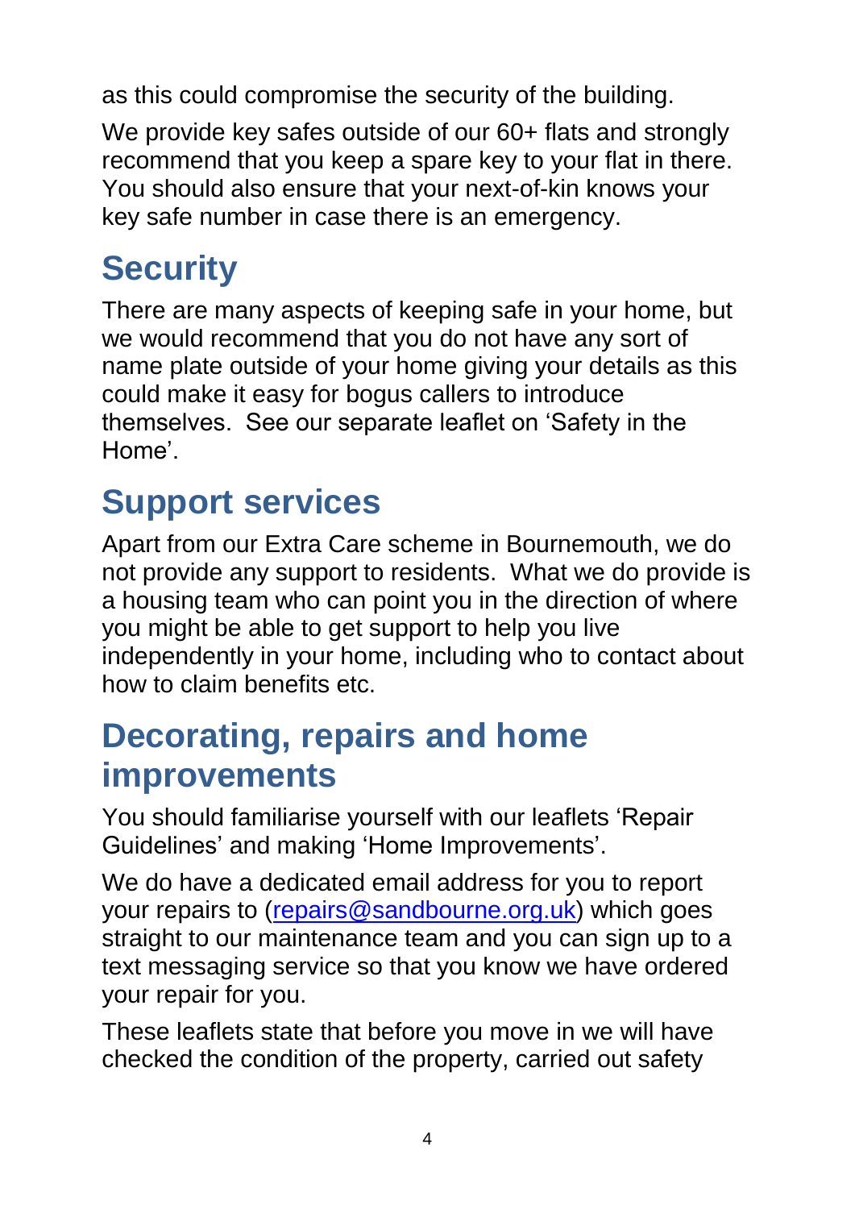as this could compromise the security of the building.

We provide key safes outside of our 60+ flats and strongly recommend that you keep a spare key to your flat in there. You should also ensure that your next-of-kin knows your key safe number in case there is an emergency.

## Security

There are many aspects of keeping safe in your home, but we would recommend that you do not have any sort of name plate outside of your home giving your details as this could make it easy for bogus callers to introduce themselves. See our separate leaflet on 'Safety in the Home'.

## Support services

Apart from our Extra Care scheme in Bournemouth, we do not provide any support to residents. What we do provide is a housing team who can point you in the direction of where you might be able to get support to help you live independently in your home, including who to contact about how to claim benefits etc.

## Decorating, repairs and home improvements

You should familiarise yourself with our leaflets 'Repair Guidelines' and making 'Home Improvements'.

We do have a dedicated email address for you to report your repairs to (repairs@sandbourne.org.uk) which goes straight to our maintenance team and you can sign up to a text messaging service so that you know we have ordered your repair for you.

These leaflets state that before you move in we will have checked the condition of the property, carried out safety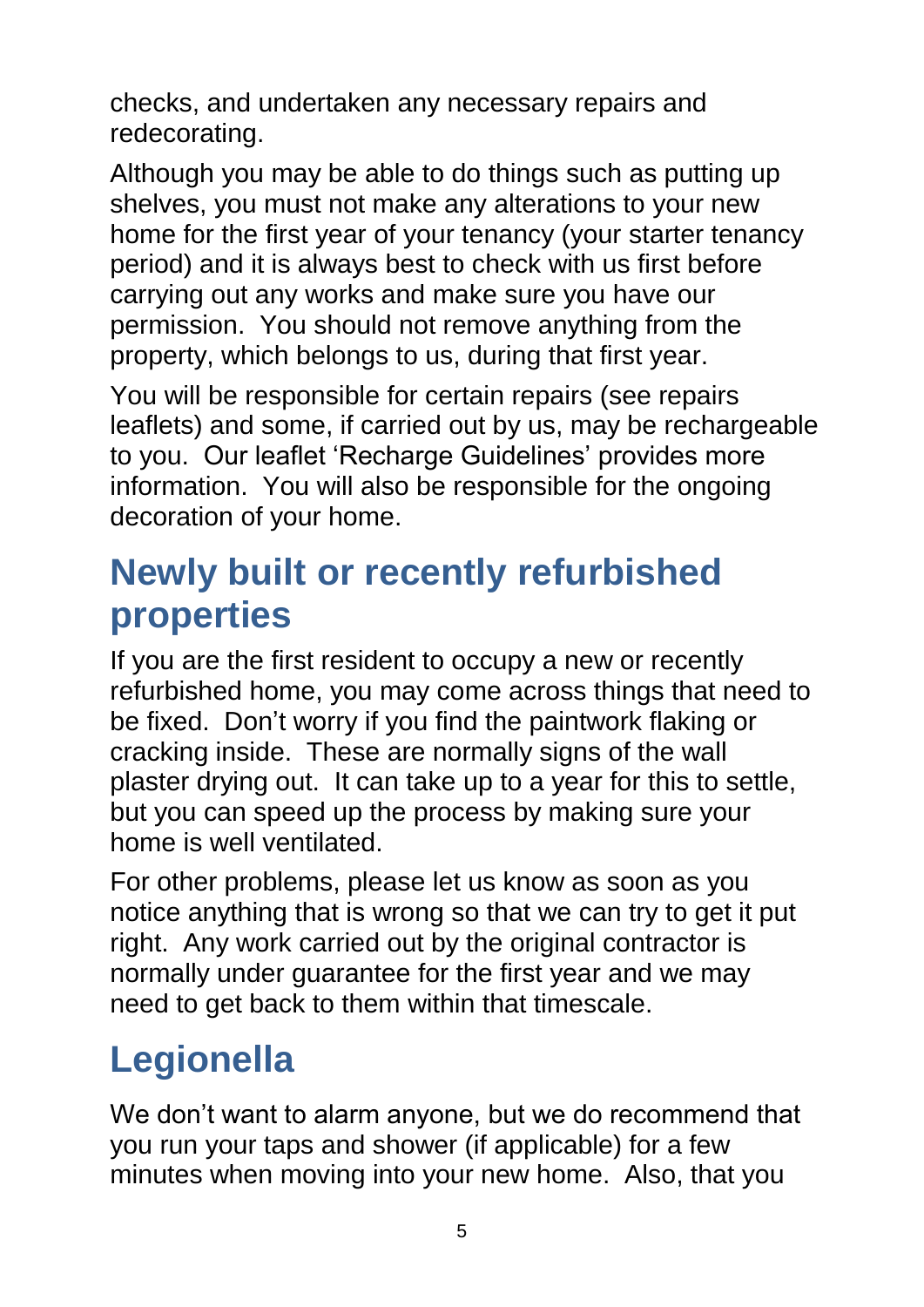checks, and undertaken any necessary repairs and redecorating.

Although you may be able to do things such as putting up shelves, you must not make any alterations to your new home for the first year of your tenancy (your starter tenancy period) and it is always best to check with us first before carrying out any works and make sure you have our permission. You should not remove anything from the property, which belongs to us, during that first year.

You will be responsible for certain repairs (see repairs leaflets) and some, if carried out by us, may be rechargeable to you. Our leaflet 'Recharge Guidelines' provides more information. You will also be responsible for the ongoing decoration of your home.

## Newly built or recently refurbished properties

If you are the first resident to occupy a new or recently refurbished home, you may come across things that need to be fixed. Don't worry if you find the paintwork flaking or cracking inside. These are normally signs of the wall plaster drying out. It can take up to a year for this to settle, but you can speed up the process by making sure your home is well ventilated.

For other problems, please let us know as soon as you notice anything that is wrong so that we can try to get it put right. Any work carried out by the original contractor is normally under guarantee for the first year and we may need to get back to them within that timescale.

## Legionella

We don't want to alarm anyone, but we do recommend that you run your taps and shower (if applicable) for a few minutes when moving into your new home. Also, that you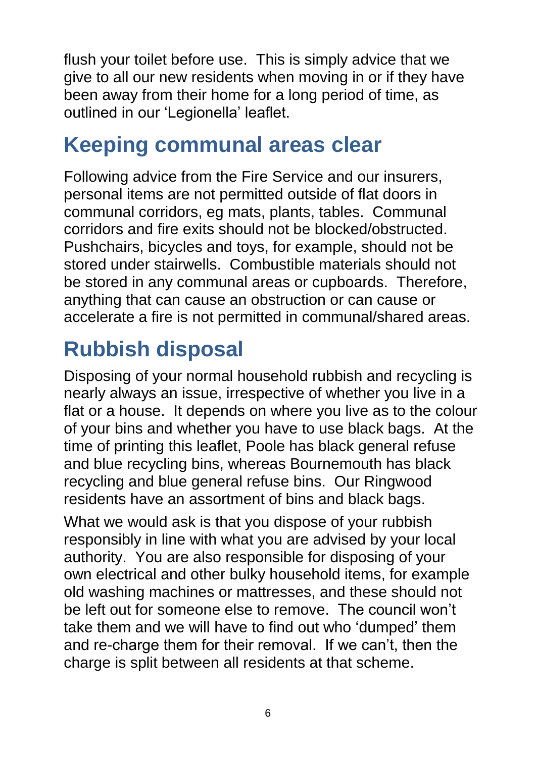flush your toilet before use. This is simply advice that we give to all our new residents when moving in or if they have been away from their home for a long period of time, as outlined in our 'Legionella' leaflet.

## Keeping communal areas clear

Following advice from the Fire Service and our insurers, personal items are not permitted outside of flat doors in communal corridors, eg mats, plants, tables. Communal corridors and fire exits should not be blocked/obstructed. Pushchairs, bicycles and toys, for example, should not be stored under stairwells. Combustible materials should not be stored in any communal areas or cupboards. Therefore, anything that can cause an obstruction or can cause or accelerate a fire is not permitted in communal/shared areas.

## Rubbish disposal

Disposing of your normal household rubbish and recycling is nearly always an issue, irrespective of whether you live in a flat or a house. It depends on where you live as to the colour of your bins and whether you have to use black bags. At the time of printing this leaflet, Poole has black general refuse and blue recycling bins, whereas Bournemouth has black recycling and blue general refuse bins. Our Ringwood residents have an assortment of bins and black bags.

What we would ask is that you dispose of your rubbish responsibly in line with what you are advised by your local authority. You are also responsible for disposing of your own electrical and other bulky household items, for example old washing machines or mattresses, and these should not be left out for someone else to remove. The council won't take them and we will have to find out who 'dumped' them and re-charge them for their removal. If we can't, then the charge is split between all residents at that scheme.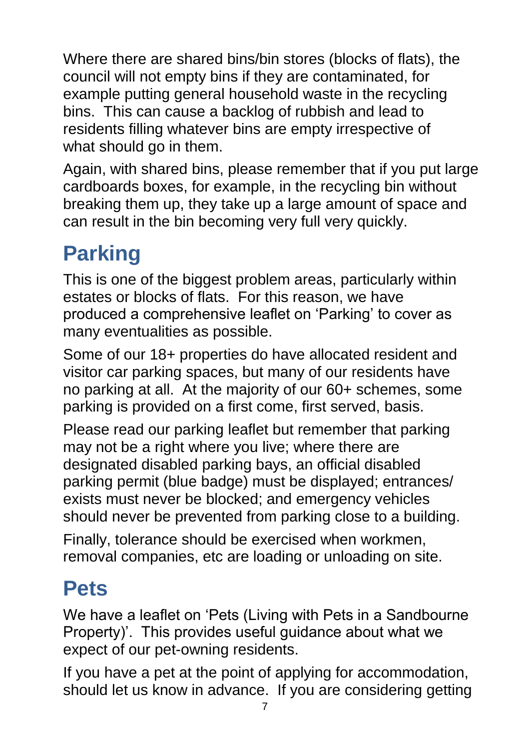Where there are shared bins/bin stores (blocks of flats), the council will not empty bins if they are contaminated, for example putting general household waste in the recycling bins. This can cause a backlog of rubbish and lead to residents filling whatever bins are empty irrespective of what should go in them.

Again, with shared bins, please remember that if you put large cardboards boxes, for example, in the recycling bin without breaking them up, they take up a large amount of space and can result in the bin becoming very full very quickly.

# Parking

This is one of the biggest problem areas, particularly within estates or blocks of flats. For this reason, we have produced a comprehensive leaflet on 'Parking' to cover as many eventualities as possible.

Some of our 18+ properties do have allocated resident and visitor car parking spaces, but many of our residents have no parking at all. At the majority of our 60+ schemes, some parking is provided on a first come, first served, basis.

Please read our parking leaflet but remember that parking may not be a right where you live; where there are designated disabled parking bays, an official disabled parking permit (blue badge) must be displayed; entrances/ exists must never be blocked; and emergency vehicles should never be prevented from parking close to a building.

Finally, tolerance should be exercised when workmen, removal companies, etc are loading or unloading on site.

# Pets

We have a leaflet on 'Pets (Living with Pets in a Sandbourne Property)'. This provides useful guidance about what we expect of our pet-owning residents.

If you have a pet at the point of applying for accommodation, should let us know in advance. If you are considering getting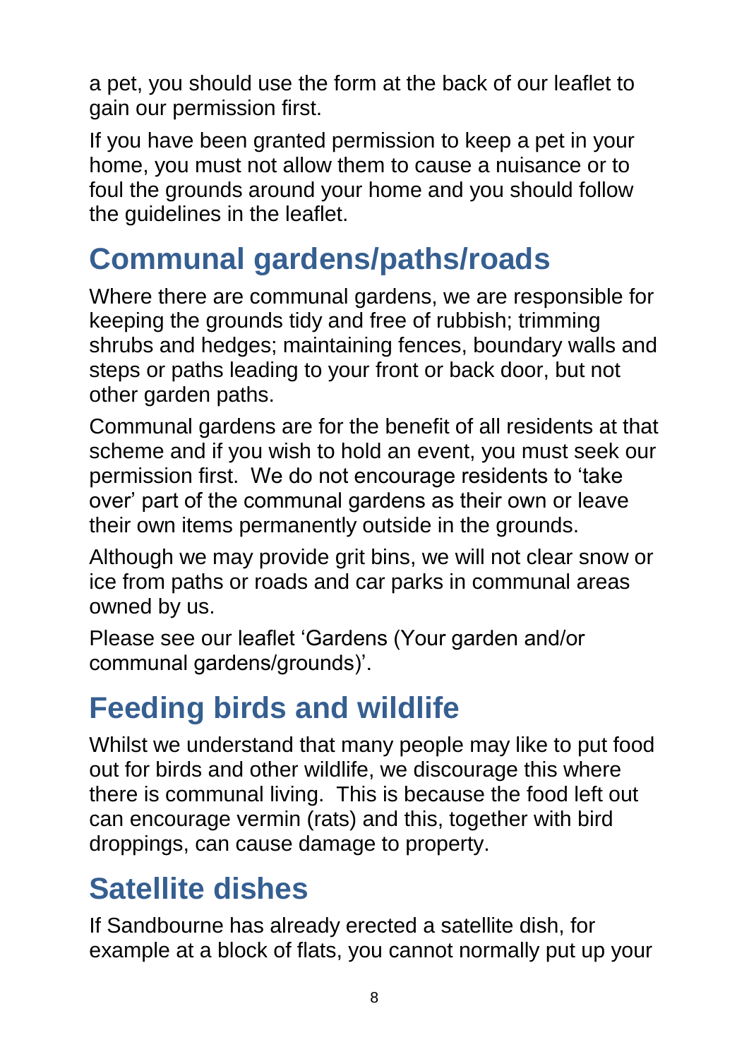a pet, you should use the form at the back of our leaflet to gain our permission first.

If you have been granted permission to keep a pet in your home, you must not allow them to cause a nuisance or to foul the grounds around your home and you should follow the guidelines in the leaflet.

## Communal gardens/paths/roads

Where there are communal gardens, we are responsible for keeping the grounds tidy and free of rubbish; trimming shrubs and hedges; maintaining fences, boundary walls and steps or paths leading to your front or back door, but not other garden paths.

Communal gardens are for the benefit of all residents at that scheme and if you wish to hold an event, you must seek our permission first. We do not encourage residents to 'take over' part of the communal gardens as their own or leave their own items permanently outside in the grounds.

Although we may provide grit bins, we will not clear snow or ice from paths or roads and car parks in communal areas owned by us.

Please see our leaflet 'Gardens (Your garden and/or communal gardens/grounds)'.

## Feeding birds and wildlife

Whilst we understand that many people may like to put food out for birds and other wildlife, we discourage this where there is communal living. This is because the food left out can encourage vermin (rats) and this, together with bird droppings, can cause damage to property.

## Satellite dishes

If Sandbourne has already erected a satellite dish, for example at a block of flats, you cannot normally put up your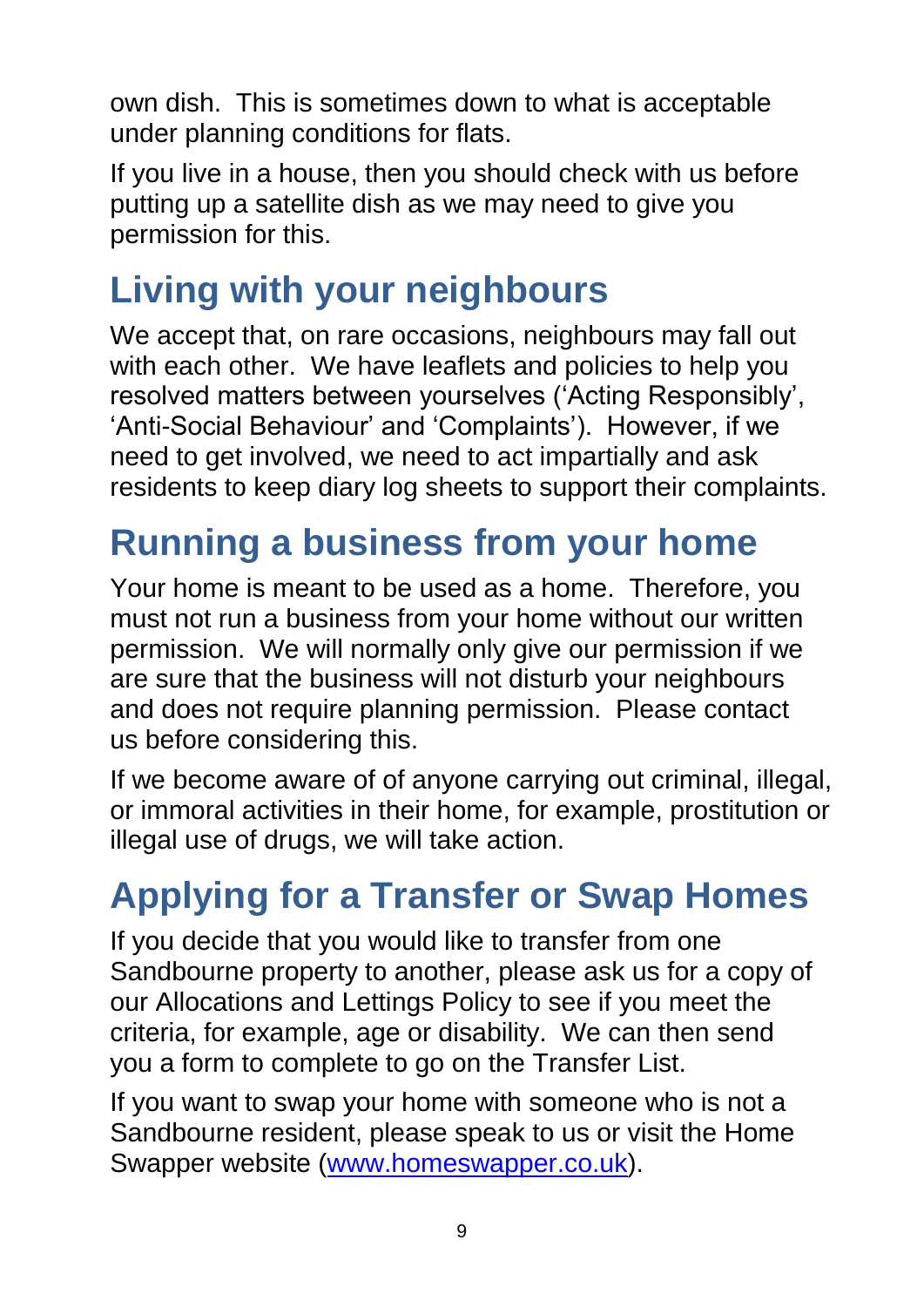own dish. This is sometimes down to what is acceptable under planning conditions for flats.

If you live in a house, then you should check with us before putting up a satellite dish as we may need to give you permission for this.

## Living with your neighbours

We accept that, on rare occasions, neighbours may fall out with each other. We have leaflets and policies to help you resolved matters between yourselves ('Acting Responsibly', 'Anti-Social Behaviour' and 'Complaints'). However, if we need to get involved, we need to act impartially and ask residents to keep diary log sheets to support their complaints.

## Running a business from your home

Your home is meant to be used as a home. Therefore, you must not run a business from your home without our written permission. We will normally only give our permission if we are sure that the business will not disturb your neighbours and does not require planning permission. Please contact us before considering this.

If we become aware of of anyone carrying out criminal, illegal, or immoral activities in their home, for example, prostitution or illegal use of drugs, we will take action.

## Applying for a Transfer or Swap Homes

If you decide that you would like to transfer from one Sandbourne property to another, please ask us for a copy of our Allocations and Lettings Policy to see if you meet the criteria, for example, age or disability. We can then send you a form to complete to go on the Transfer List.

If you want to swap your home with someone who is not a Sandbourne resident, please speak to us or visit the Home Swapper website ([www.homeswapper.co.uk](http://www.homeswapper.co.uk)).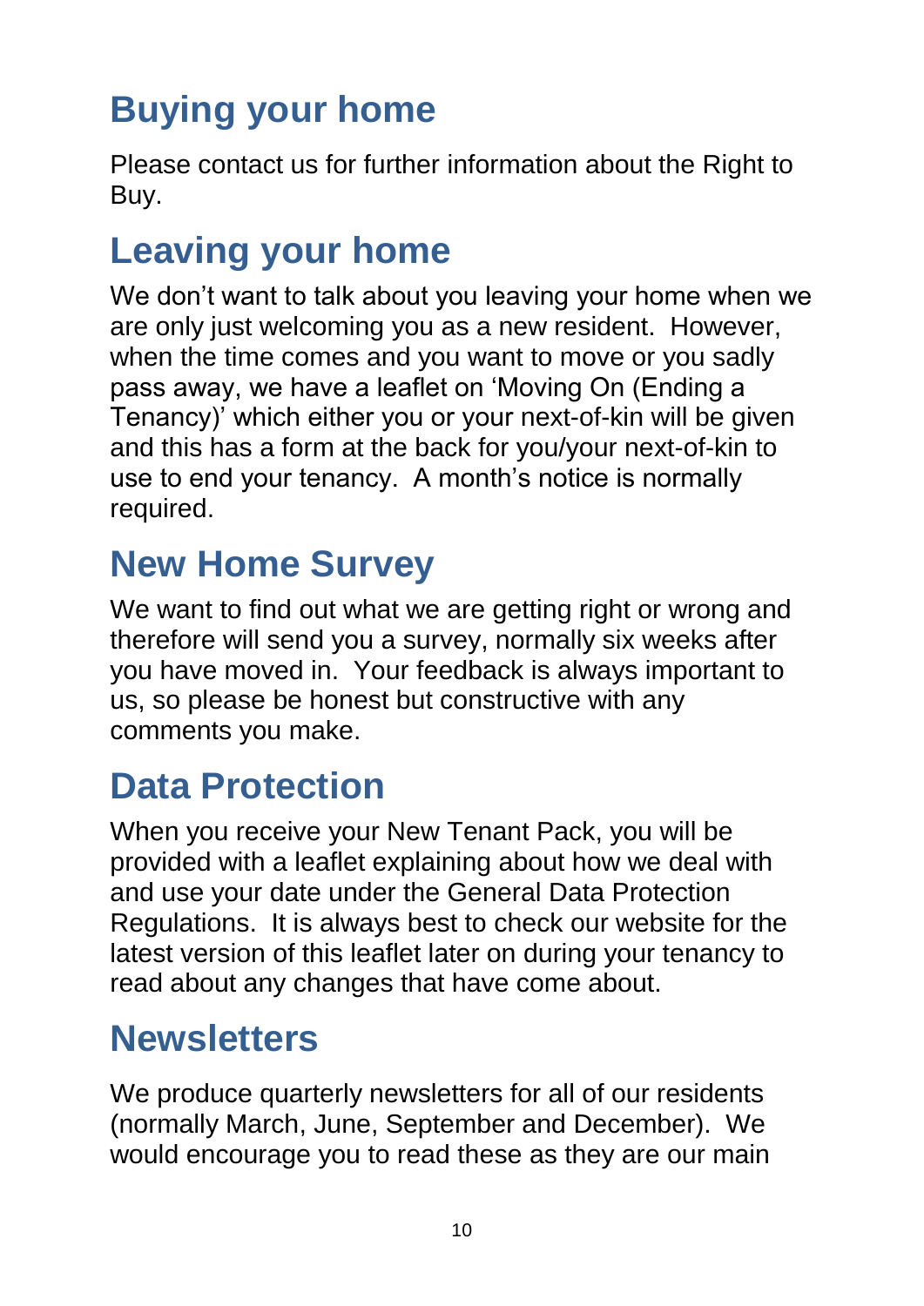# Buying your home

Please contact us for further information about the Right to Buy.

# Leaving your home

We don't want to talk about you leaving your home when we are only just welcoming you as a new resident. However, when the time comes and you want to move or you sadly pass away, we have a leaflet on 'Moving On (Ending a Tenancy)' which either you or your next-of-kin will be given and this has a form at the back for you/your next-of-kin to use to end your tenancy. A month's notice is normally required.

# New Home Survey

We want to find out what we are getting right or wrong and therefore will send you a survey, normally six weeks after you have moved in. Your feedback is always important to us, so please be honest but constructive with any comments you make.

# Data Protection

When you receive your New Tenant Pack, you will be provided with a leaflet explaining about how we deal with and use your date under the General Data Protection Regulations. It is always best to check our website for the latest version of this leaflet later on during your tenancy to read about any changes that have come about.

# Newsletters

We produce quarterly newsletters for all of our residents (normally March, June, September and December). We would encourage you to read these as they are our main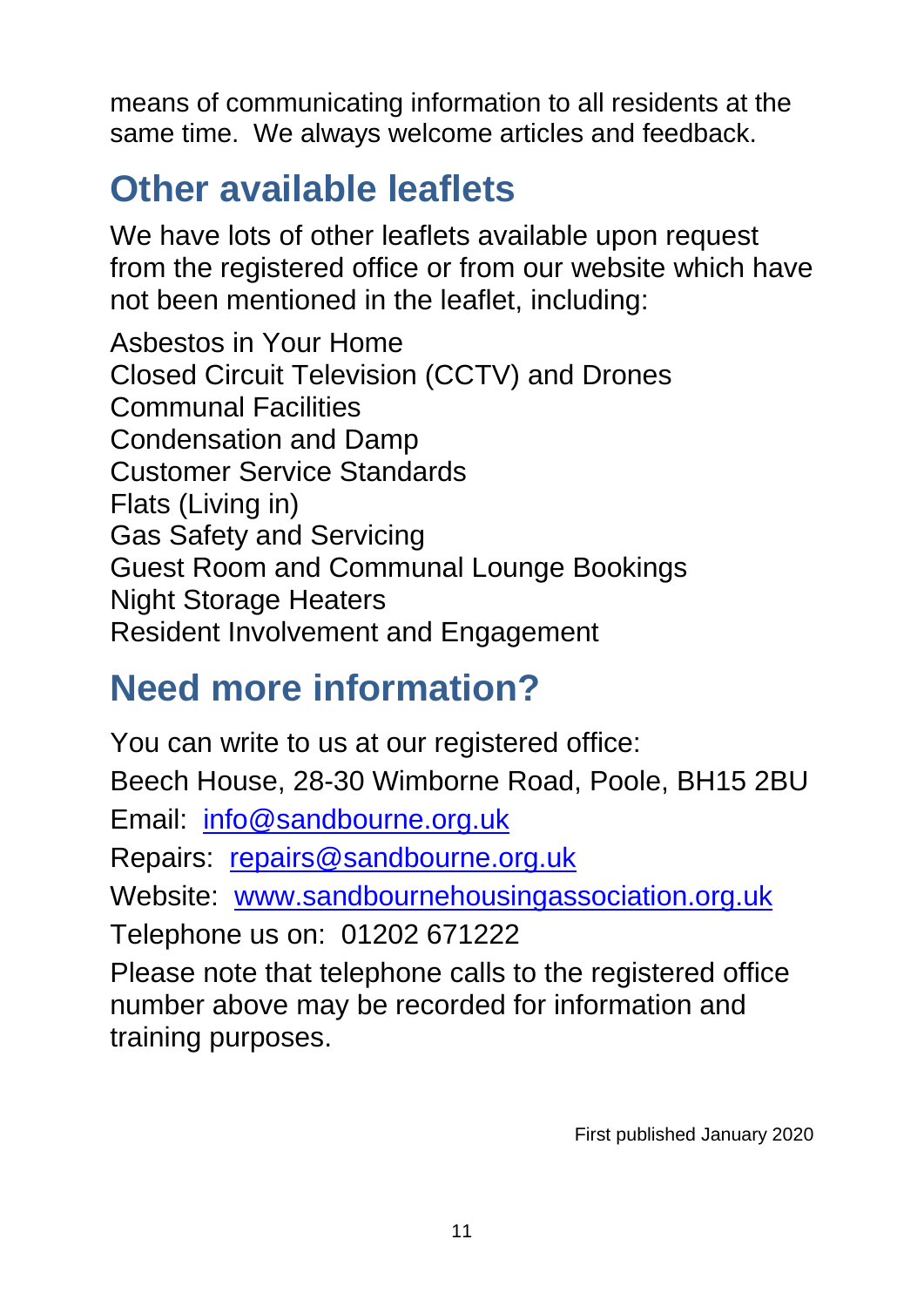means of communicating information to all residents at the same time. We always welcome articles and feedback.

## Other available leaflets

We have lots of other leaflets available upon request from the registered office or from our website which have not been mentioned in the leaflet, including:

Asbestos in Your Home
Closed Circuit Television (CCTV) and Drones
Communal Facilities
Condensation and Damp
Customer Service Standards
Flats (Living in)
Gas Safety and Servicing
Guest Room and Communal Lounge Bookings
Night Storage Heaters
Resident Involvement and Engagement

## Need more information?

You can write to us at our registered office:

Beech House, 28-30 Wimborne Road, Poole, BH15 2BU

Email: [info@sandbourne.org.uk](mailto:info@sandbourne.org.uk)

Repairs: [repairs@sandbourne.org.uk](mailto:repairs@sandbourne.org.uk)

Website: [www.sandbournehousingassociation.org.uk](http://www.sandbournehousingassociation.org.uk)

Telephone us on: 01202 671222

Please note that telephone calls to the registered office number above may be recorded for information and training purposes.

First published January 2020